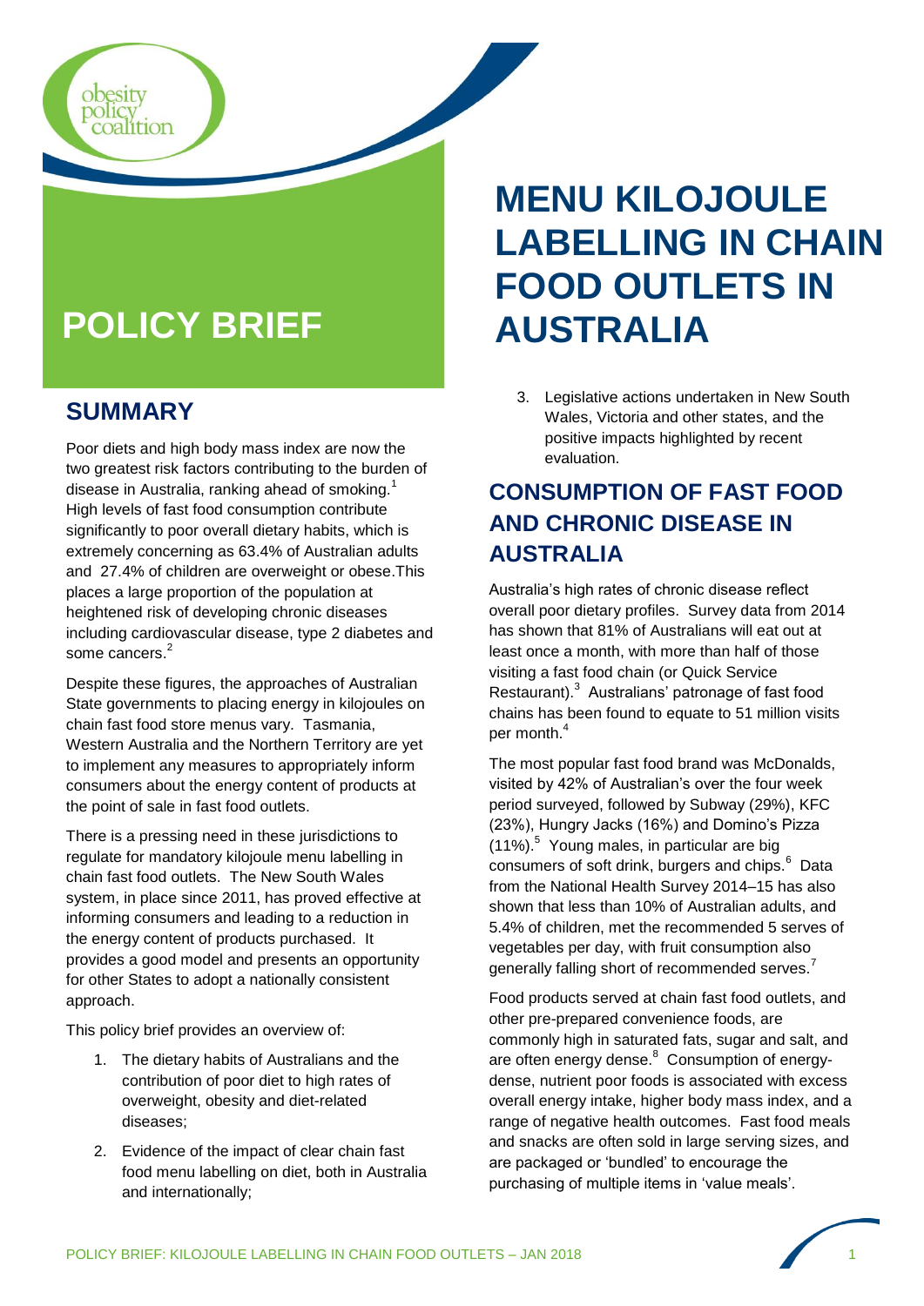obesity policy coalition

# POLICY BRIEF

# MENU KILOJOULE LABELLING IN CHAIN FOOD OUTLETS IN AUSTRALIA

## SUMMARY

Poor diets and high body mass index are now the two greatest risk factors contributing to the burden of disease in Australia, ranking ahead of smoking.[1] High levels of fast food consumption contribute significantly to poor overall dietary habits, which is extremely concerning as 63.4% of Australian adults and 27.4% of children are overweight or obese.This places a large proportion of the population at heightened risk of developing chronic diseases including cardiovascular disease, type 2 diabetes and some cancers.[2]

Despite these figures, the approaches of Australian State governments to placing energy in kilojoules on chain fast food store menus vary. Tasmania, Western Australia and the Northern Territory are yet to implement any measures to appropriately inform consumers about the energy content of products at the point of sale in fast food outlets.

There is a pressing need in these jurisdictions to regulate for mandatory kilojoule menu labelling in chain fast food outlets. The New South Wales system, in place since 2011, has proved effective at informing consumers and leading to a reduction in the energy content of products purchased. It provides a good model and presents an opportunity for other States to adopt a nationally consistent approach.

This policy brief provides an overview of:

1. The dietary habits of Australians and the contribution of poor diet to high rates of overweight, obesity and diet-related diseases;
2. Evidence of the impact of clear chain fast food menu labelling on diet, both in Australia and internationally;
3. Legislative actions undertaken in New South Wales, Victoria and other states, and the positive impacts highlighted by recent evaluation.

## CONSUMPTION OF FAST FOOD AND CHRONIC DISEASE IN AUSTRALIA

Australia's high rates of chronic disease reflect overall poor dietary profiles. Survey data from 2014 has shown that 81% of Australians will eat out at least once a month, with more than half of those visiting a fast food chain (or Quick Service Restaurant).[3] Australians' patronage of fast food chains has been found to equate to 51 million visits per month.[4]

The most popular fast food brand was McDonalds, visited by 42% of Australian's over the four week period surveyed, followed by Subway (29%), KFC (23%), Hungry Jacks (16%) and Domino's Pizza (11%).[5] Young males, in particular are big consumers of soft drink, burgers and chips.[6] Data from the National Health Survey 2014–15 has also shown that less than 10% of Australian adults, and 5.4% of children, met the recommended 5 serves of vegetables per day, with fruit consumption also generally falling short of recommended serves.[7]

Food products served at chain fast food outlets, and other pre-prepared convenience foods, are commonly high in saturated fats, sugar and salt, and are often energy dense.[8] Consumption of energy-dense, nutrient poor foods is associated with excess overall energy intake, higher body mass index, and a range of negative health outcomes. Fast food meals and snacks are often sold in large serving sizes, and are packaged or 'bundled' to encourage the purchasing of multiple items in 'value meals'.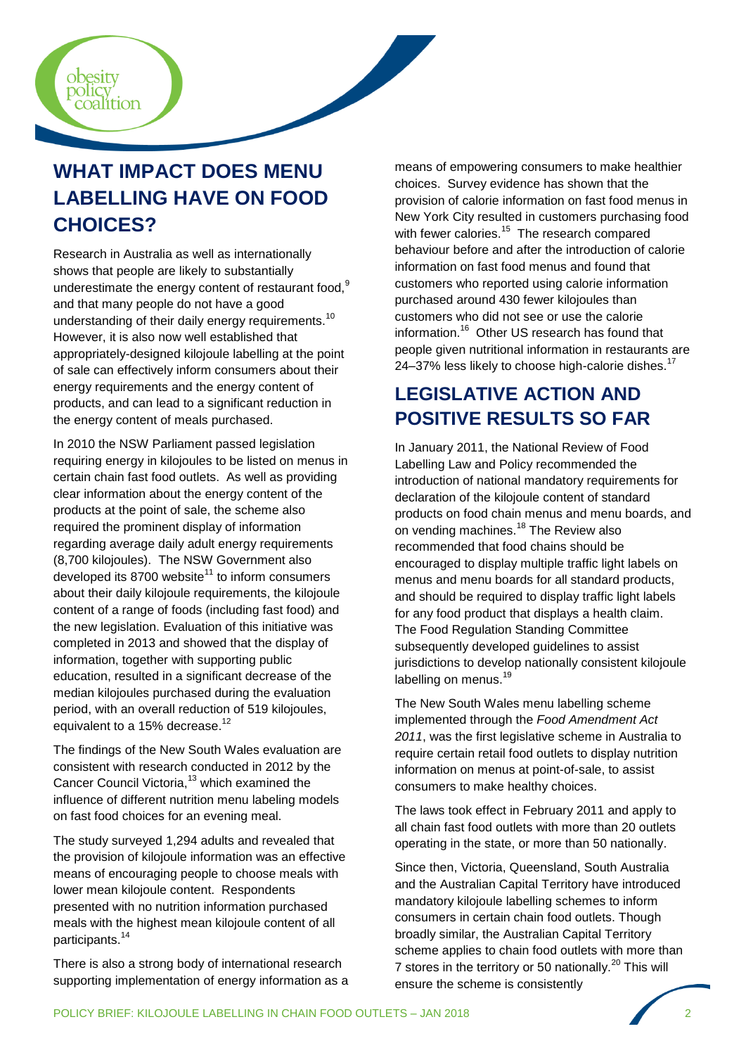## WHAT IMPACT DOES MENU LABELLING HAVE ON FOOD CHOICES?

Research in Australia as well as internationally shows that people are likely to substantially underestimate the energy content of restaurant food,[9] and that many people do not have a good understanding of their daily energy requirements.[10] However, it is also now well established that appropriately-designed kilojoule labelling at the point of sale can effectively inform consumers about their energy requirements and the energy content of products, and can lead to a significant reduction in the energy content of meals purchased.

In 2010 the NSW Parliament passed legislation requiring energy in kilojoules to be listed on menus in certain chain fast food outlets. As well as providing clear information about the energy content of the products at the point of sale, the scheme also required the prominent display of information regarding average daily adult energy requirements (8,700 kilojoules). The NSW Government also developed its 8700 website[11] to inform consumers about their daily kilojoule requirements, the kilojoule content of a range of foods (including fast food) and the new legislation. Evaluation of this initiative was completed in 2013 and showed that the display of information, together with supporting public education, resulted in a significant decrease of the median kilojoules purchased during the evaluation period, with an overall reduction of 519 kilojoules, equivalent to a 15% decrease.[12]

The findings of the New South Wales evaluation are consistent with research conducted in 2012 by the Cancer Council Victoria,[13] which examined the influence of different nutrition menu labeling models on fast food choices for an evening meal.

The study surveyed 1,294 adults and revealed that the provision of kilojoule information was an effective means of encouraging people to choose meals with lower mean kilojoule content. Respondents presented with no nutrition information purchased meals with the highest mean kilojoule content of all participants.[14]

There is also a strong body of international research supporting implementation of energy information as a means of empowering consumers to make healthier choices. Survey evidence has shown that the provision of calorie information on fast food menus in New York City resulted in customers purchasing food with fewer calories.[15] The research compared behaviour before and after the introduction of calorie information on fast food menus and found that customers who reported using calorie information purchased around 430 fewer kilojoules than customers who did not see or use the calorie information.[16] Other US research has found that people given nutritional information in restaurants are 24–37% less likely to choose high-calorie dishes.[17]

## LEGISLATIVE ACTION AND POSITIVE RESULTS SO FAR

In January 2011, the National Review of Food Labelling Law and Policy recommended the introduction of national mandatory requirements for declaration of the kilojoule content of standard products on food chain menus and menu boards, and on vending machines.[18] The Review also recommended that food chains should be encouraged to display multiple traffic light labels on menus and menu boards for all standard products, and should be required to display traffic light labels for any food product that displays a health claim. The Food Regulation Standing Committee subsequently developed guidelines to assist jurisdictions to develop nationally consistent kilojoule labelling on menus.[19]

The New South Wales menu labelling scheme implemented through the *Food Amendment Act 2011*, was the first legislative scheme in Australia to require certain retail food outlets to display nutrition information on menus at point-of-sale, to assist consumers to make healthy choices.

The laws took effect in February 2011 and apply to all chain fast food outlets with more than 20 outlets operating in the state, or more than 50 nationally.

Since then, Victoria, Queensland, South Australia and the Australian Capital Territory have introduced mandatory kilojoule labelling schemes to inform consumers in certain chain food outlets. Though broadly similar, the Australian Capital Territory scheme applies to chain food outlets with more than 7 stores in the territory or 50 nationally.[20] This will ensure the scheme is consistently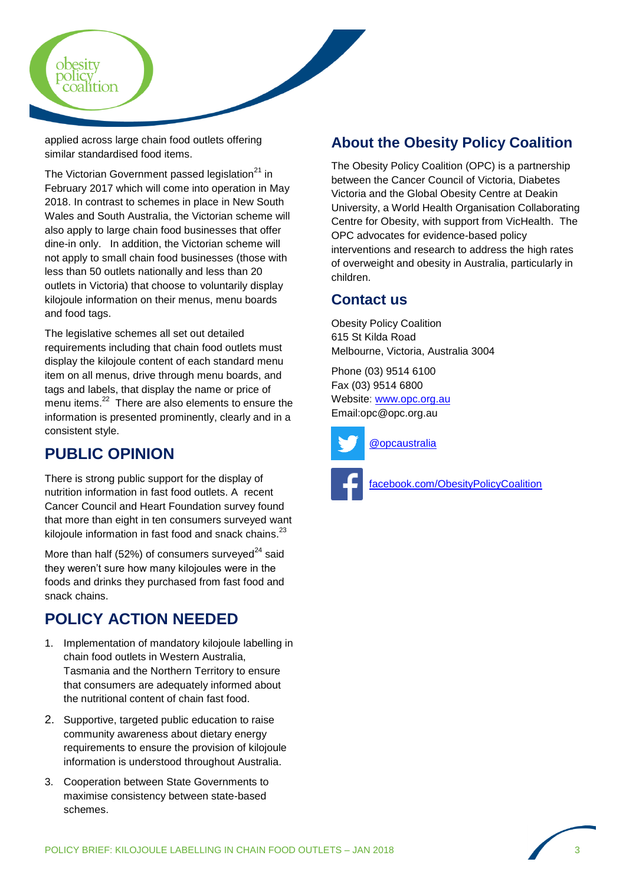applied across large chain food outlets offering similar standardised food items.

The Victorian Government passed legislation[21] in February 2017 which will come into operation in May 2018. In contrast to schemes in place in New South Wales and South Australia, the Victorian scheme will also apply to large chain food businesses that offer dine-in only. In addition, the Victorian scheme will not apply to small chain food businesses (those with less than 50 outlets nationally and less than 20 outlets in Victoria) that choose to voluntarily display kilojoule information on their menus, menu boards and food tags.

The legislative schemes all set out detailed requirements including that chain food outlets must display the kilojoule content of each standard menu item on all menus, drive through menu boards, and tags and labels, that display the name or price of menu items.[22] There are also elements to ensure the information is presented prominently, clearly and in a consistent style.

## PUBLIC OPINION

There is strong public support for the display of nutrition information in fast food outlets. A recent Cancer Council and Heart Foundation survey found that more than eight in ten consumers surveyed want kilojoule information in fast food and snack chains.[23]

More than half (52%) of consumers surveyed[24] said they weren't sure how many kilojoules were in the foods and drinks they purchased from fast food and snack chains.

## POLICY ACTION NEEDED

1. Implementation of mandatory kilojoule labelling in chain food outlets in Western Australia, Tasmania and the Northern Territory to ensure that consumers are adequately informed about the nutritional content of chain fast food.
2. Supportive, targeted public education to raise community awareness about dietary energy requirements to ensure the provision of kilojoule information is understood throughout Australia.
3. Cooperation between State Governments to maximise consistency between state-based schemes.

## About the Obesity Policy Coalition

The Obesity Policy Coalition (OPC) is a partnership between the Cancer Council of Victoria, Diabetes Victoria and the Global Obesity Centre at Deakin University, a World Health Organisation Collaborating Centre for Obesity, with support from VicHealth. The OPC advocates for evidence-based policy interventions and research to address the high rates of overweight and obesity in Australia, particularly in children.

## Contact us

Obesity Policy Coalition
615 St Kilda Road
Melbourne, Victoria, Australia 3004

Phone (03) 9514 6100
Fax (03) 9514 6800
Website: www.opc.org.au
Email:opc@opc.org.au

@opcaustralia

facebook.com/ObesityPolicyCoalition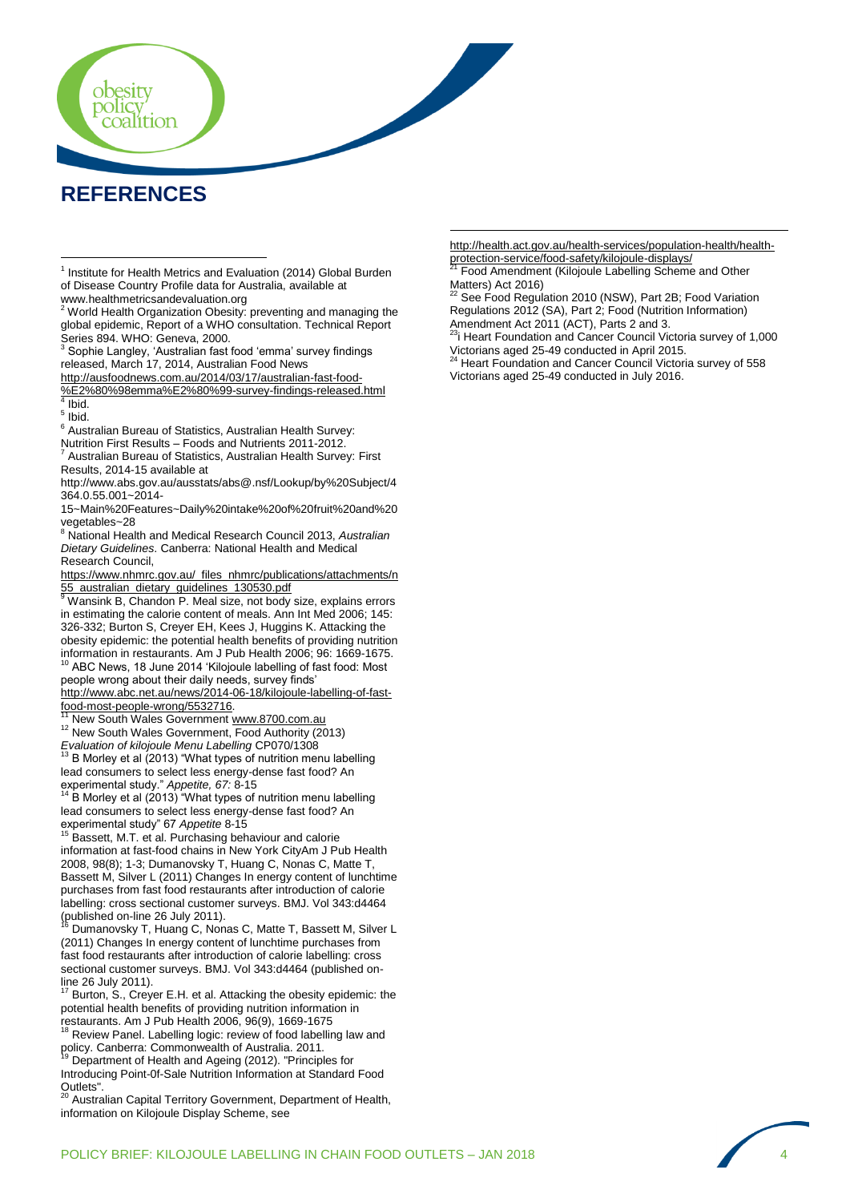## REFERENCES

[1] Institute for Health Metrics and Evaluation (2014) Global Burden of Disease Country Profile data for Australia, available at www.healthmetricsandevaluation.org

[2] World Health Organization Obesity: preventing and managing the global epidemic, Report of a WHO consultation. Technical Report Series 894. WHO: Geneva, 2000.

[3] Sophie Langley, 'Australian fast food 'emma' survey findings released, March 17, 2014, Australian Food News http://ausfoodnews.com.au/2014/03/17/australian-fast-food-%E2%80%98emma%E2%80%99-survey-findings-released.html

[4] Ibid.

[5] Ibid.

[6] Australian Bureau of Statistics, Australian Health Survey: Nutrition First Results – Foods and Nutrients 2011-2012.

[7] Australian Bureau of Statistics, Australian Health Survey: First Results, 2014-15 available at http://www.abs.gov.au/ausstats/abs@.nsf/Lookup/by%20Subject/4364.0.55.001~2014-15~Main%20Features~Daily%20intake%20of%20fruit%20and%20vegetables~28

[8] National Health and Medical Research Council 2013, *Australian Dietary Guidelines*. Canberra: National Health and Medical Research Council, https://www.nhmrc.gov.au/_files_nhmrc/publications/attachments/n55_australian_dietary_guidelines_130530.pdf

[9] Wansink B, Chandon P. Meal size, not body size, explains errors in estimating the calorie content of meals. Ann Int Med 2006; 145: 326-332; Burton S, Creyer EH, Kees J, Huggins K. Attacking the obesity epidemic: the potential health benefits of providing nutrition information in restaurants. Am J Pub Health 2006; 96: 1669-1675.

[10] ABC News, 18 June 2014 'Kilojoule labelling of fast food: Most people wrong about their daily needs, survey finds' http://www.abc.net.au/news/2014-06-18/kilojoule-labelling-of-fast-food-most-people-wrong/5532716.

[11] New South Wales Government www.8700.com.au

[12] New South Wales Government, Food Authority (2013) *Evaluation of kilojoule Menu Labelling* CP070/1308

[13] B Morley et al (2013) "What types of nutrition menu labelling lead consumers to select less energy-dense fast food? An experimental study." *Appetite, 67:* 8-15

[14] B Morley et al (2013) "What types of nutrition menu labelling lead consumers to select less energy-dense fast food? An experimental study" 67 *Appetite* 8-15

[15] Bassett, M.T. et al. Purchasing behaviour and calorie information at fast-food chains in New York CityAm J Pub Health 2008, 98(8); 1-3; Dumanovsky T, Huang C, Nonas C, Matte T, Bassett M, Silver L (2011) Changes In energy content of lunchtime purchases from fast food restaurants after introduction of calorie labelling: cross sectional customer surveys. BMJ. Vol 343:d4464 (published on-line 26 July 2011).

[16] Dumanovsky T, Huang C, Nonas C, Matte T, Bassett M, Silver L (2011) Changes In energy content of lunchtime purchases from fast food restaurants after introduction of calorie labelling: cross sectional customer surveys. BMJ. Vol 343:d4464 (published on-line 26 July 2011).

[17] Burton, S., Creyer E.H. et al. Attacking the obesity epidemic: the potential health benefits of providing nutrition information in restaurants. Am J Pub Health 2006, 96(9), 1669-1675

[18] Review Panel. Labelling logic: review of food labelling law and policy. Canberra: Commonwealth of Australia. 2011.

[19] Department of Health and Ageing (2012). "Principles for Introducing Point-0f-Sale Nutrition Information at Standard Food Outlets".

[20] Australian Capital Territory Government, Department of Health, information on Kilojoule Display Scheme, see http://health.act.gov.au/health-services/population-health/health-protection-service/food-safety/kilojoule-displays/

[21] Food Amendment (Kilojoule Labelling Scheme and Other Matters) Act 2016)

[22] See Food Regulation 2010 (NSW), Part 2B; Food Variation Regulations 2012 (SA), Part 2; Food (Nutrition Information) Amendment Act 2011 (ACT), Parts 2 and 3.

[23]i Heart Foundation and Cancer Council Victoria survey of 1,000 Victorians aged 25-49 conducted in April 2015.

[24] Heart Foundation and Cancer Council Victoria survey of 558 Victorians aged 25-49 conducted in July 2016.